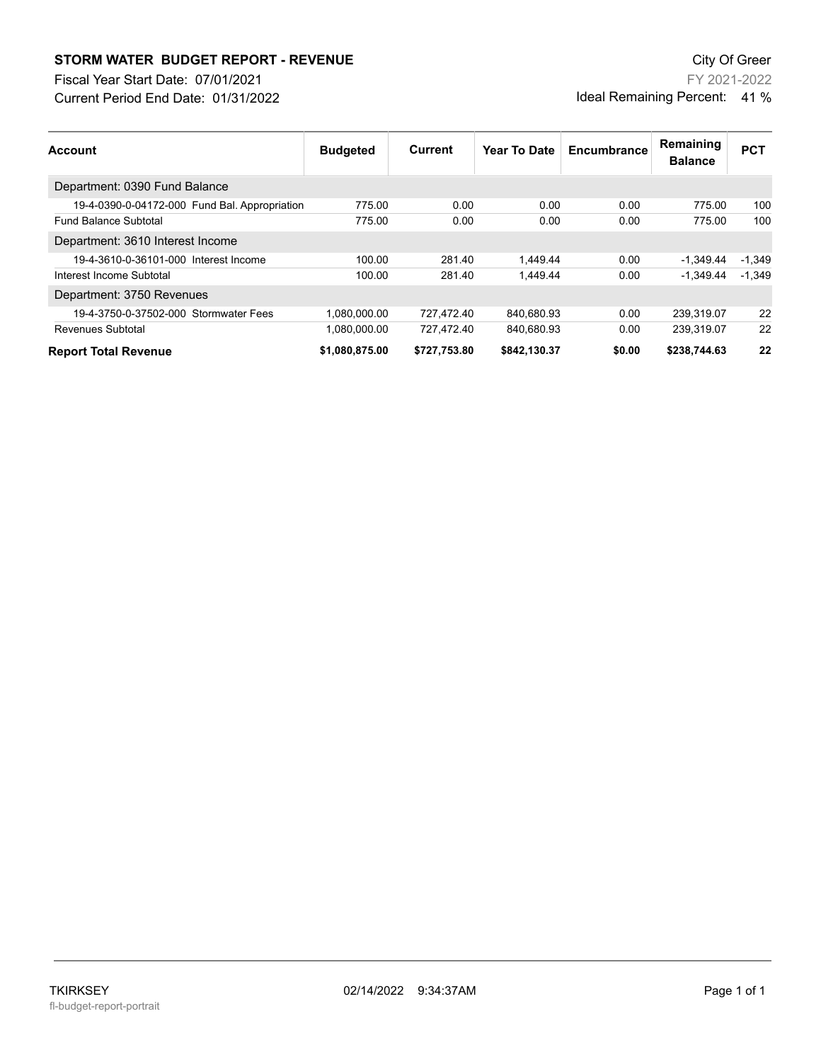**STORM WATER BUDGET REPORT - REVENUE**

Fiscal Year Start Date: 07/01/2021

Current Period End Date: 01/31/2022

City Of Greer

FY 2021-2022

Ideal Remaining Percent: 41 %

| Account | Budgeted | Current | Year To Date | Encumbrance | Remaining Balance | PCT |
|---|---|---|---|---|---|---|
| Department: 0390 Fund Balance | | | | | | |
| 19-4-0390-0-04172-000 Fund Bal. Appropriation | 775.00 | 0.00 | 0.00 | 0.00 | 775.00 | 100 |
| Fund Balance Subtotal | 775.00 | 0.00 | 0.00 | 0.00 | 775.00 | 100 |
| Department: 3610 Interest Income | | | | | | |
| 19-4-3610-0-36101-000 Interest Income | 100.00 | 281.40 | 1,449.44 | 0.00 | -1,349.44 | -1,349 |
| Interest Income Subtotal | 100.00 | 281.40 | 1,449.44 | 0.00 | -1,349.44 | -1,349 |
| Department: 3750 Revenues | | | | | | |
| 19-4-3750-0-37502-000 Stormwater Fees | 1,080,000.00 | 727,472.40 | 840,680.93 | 0.00 | 239,319.07 | 22 |
| Revenues Subtotal | 1,080,000.00 | 727,472.40 | 840,680.93 | 0.00 | 239,319.07 | 22 |
| **Report Total Revenue** | **$1,080,875.00** | **$727,753.80** | **$842,130.37** | **$0.00** | **$238,744.63** | **22** |

TKIRKSEY

fl-budget-report-portrait

02/14/2022 9:34:37AM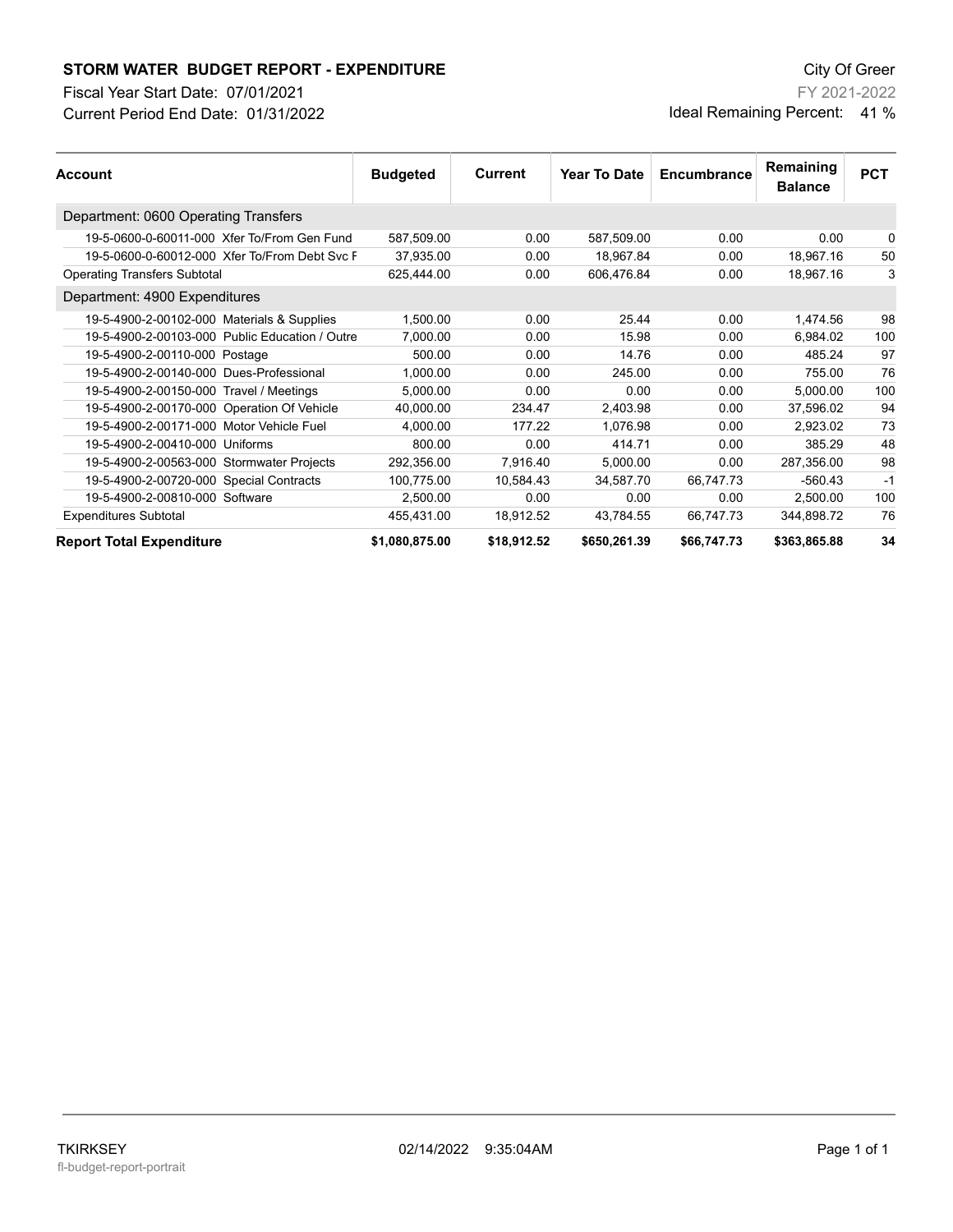## STORM WATER BUDGET REPORT - EXPENDITURE

City Of Greer

Fiscal Year Start Date: 07/01/2021

FY 2021-2022

Current Period End Date: 01/31/2022

Ideal Remaining Percent: 41 %

| Account | Budgeted | Current | Year To Date | Encumbrance | Remaining Balance | PCT |
|---|---|---|---|---|---|---|
| Department: 0600 Operating Transfers | | | | | | |
| 19-5-0600-0-60011-000 Xfer To/From Gen Fund | 587,509.00 | 0.00 | 587,509.00 | 0.00 | 0.00 | 0 |
| 19-5-0600-0-60012-000 Xfer To/From Debt Svc F | 37,935.00 | 0.00 | 18,967.84 | 0.00 | 18,967.16 | 50 |
| Operating Transfers Subtotal | 625,444.00 | 0.00 | 606,476.84 | 0.00 | 18,967.16 | 3 |
| Department: 4900 Expenditures | | | | | | |
| 19-5-4900-2-00102-000 Materials & Supplies | 1,500.00 | 0.00 | 25.44 | 0.00 | 1,474.56 | 98 |
| 19-5-4900-2-00103-000 Public Education / Outre | 7,000.00 | 0.00 | 15.98 | 0.00 | 6,984.02 | 100 |
| 19-5-4900-2-00110-000 Postage | 500.00 | 0.00 | 14.76 | 0.00 | 485.24 | 97 |
| 19-5-4900-2-00140-000 Dues-Professional | 1,000.00 | 0.00 | 245.00 | 0.00 | 755.00 | 76 |
| 19-5-4900-2-00150-000 Travel / Meetings | 5,000.00 | 0.00 | 0.00 | 0.00 | 5,000.00 | 100 |
| 19-5-4900-2-00170-000 Operation Of Vehicle | 40,000.00 | 234.47 | 2,403.98 | 0.00 | 37,596.02 | 94 |
| 19-5-4900-2-00171-000 Motor Vehicle Fuel | 4,000.00 | 177.22 | 1,076.98 | 0.00 | 2,923.02 | 73 |
| 19-5-4900-2-00410-000 Uniforms | 800.00 | 0.00 | 414.71 | 0.00 | 385.29 | 48 |
| 19-5-4900-2-00563-000 Stormwater Projects | 292,356.00 | 7,916.40 | 5,000.00 | 0.00 | 287,356.00 | 98 |
| 19-5-4900-2-00720-000 Special Contracts | 100,775.00 | 10,584.43 | 34,587.70 | 66,747.73 | -560.43 | -1 |
| 19-5-4900-2-00810-000 Software | 2,500.00 | 0.00 | 0.00 | 0.00 | 2,500.00 | 100 |
| Expenditures Subtotal | 455,431.00 | 18,912.52 | 43,784.55 | 66,747.73 | 344,898.72 | 76 |
| **Report Total Expenditure** | **$1,080,875.00** | **$18,912.52** | **$650,261.39** | **$66,747.73** | **$363,865.88** | **34** |

TKIRKSEY 02/14/2022 9:35:04AM

fl-budget-report-portrait